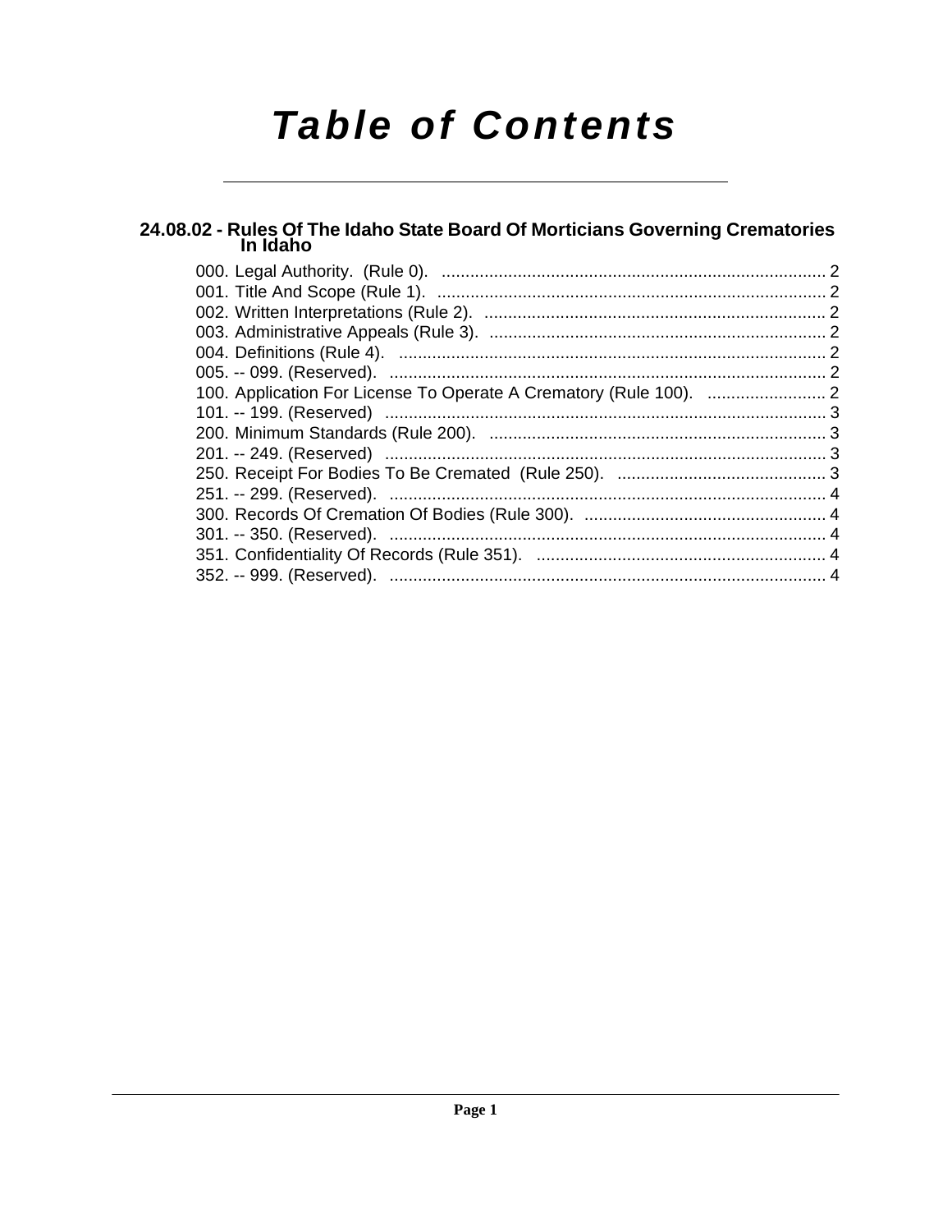# Table of Contents

## 24.08.02 - Rules Of The Idaho State Board Of Morticians Governing Crematories In Idaho

000. Legal Authority. (Rule 0). ........................................................................ 2
001. Title And Scope (Rule 1). ........................................................................ 2
002. Written Interpretations (Rule 2). ........................................................................ 2
003. Administrative Appeals (Rule 3). ........................................................................ 2
004. Definitions (Rule 4). ........................................................................ 2
005. -- 099. (Reserved). ........................................................................ 2
100. Application For License To Operate A Crematory (Rule 100). ........................ 2
101. -- 199. (Reserved) ........................................................................ 3
200. Minimum Standards (Rule 200). ........................................................................ 3
201. -- 249. (Reserved) ........................................................................ 3
250. Receipt For Bodies To Be Cremated (Rule 250). ........................................ 3
251. -- 299. (Reserved). ........................................................................ 4
300. Records Of Cremation Of Bodies (Rule 300). ........................................ 4
301. -- 350. (Reserved). ........................................................................ 4
351. Confidentiality Of Records (Rule 351). ........................................................ 4
352. -- 999. (Reserved). ........................................................................ 4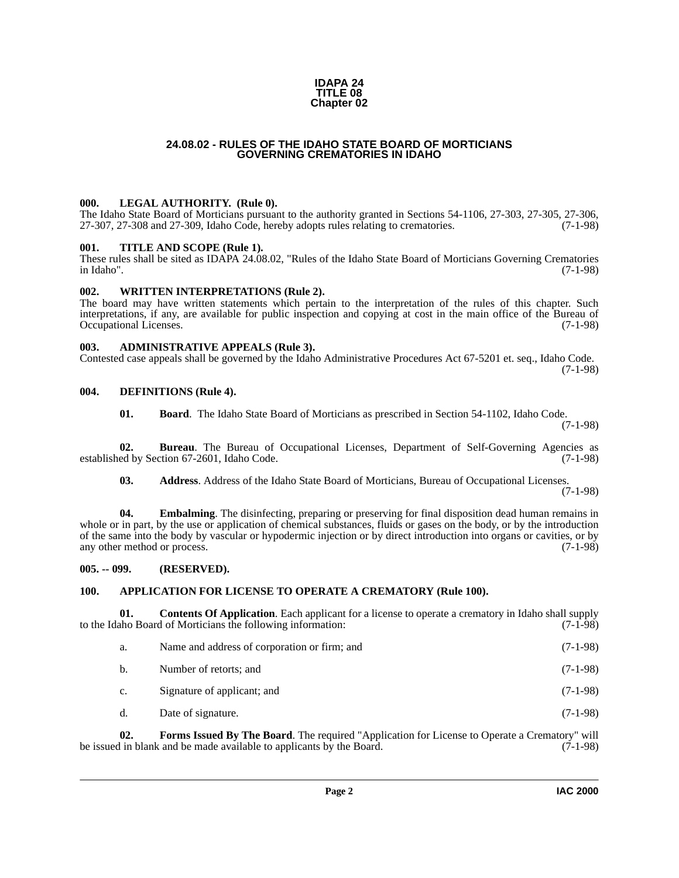**IDAPA 24**
**TITLE 08**
**Chapter 02**

# 24.08.02 - RULES OF THE IDAHO STATE BOARD OF MORTICIANS GOVERNING CREMATORIES IN IDAHO

### 000. LEGAL AUTHORITY. (Rule 0).

The Idaho State Board of Morticians pursuant to the authority granted in Sections 54-1106, 27-303, 27-305, 27-306, 27-307, 27-308 and 27-309, Idaho Code, hereby adopts rules relating to crematories. (7-1-98)

### 001. TITLE AND SCOPE (Rule 1).

These rules shall be sited as IDAPA 24.08.02, "Rules of the Idaho State Board of Morticians Governing Crematories in Idaho". (7-1-98)

### 002. WRITTEN INTERPRETATIONS (Rule 2).

The board may have written statements which pertain to the interpretation of the rules of this chapter. Such interpretations, if any, are available for public inspection and copying at cost in the main office of the Bureau of Occupational Licenses. (7-1-98)

### 003. ADMINISTRATIVE APPEALS (Rule 3).

Contested case appeals shall be governed by the Idaho Administrative Procedures Act 67-5201 et. seq., Idaho Code. (7-1-98)

### 004. DEFINITIONS (Rule 4).

**01. Board**. The Idaho State Board of Morticians as prescribed in Section 54-1102, Idaho Code. (7-1-98)

**02. Bureau**. The Bureau of Occupational Licenses, Department of Self-Governing Agencies as established by Section 67-2601, Idaho Code. (7-1-98)

**03. Address**. Address of the Idaho State Board of Morticians, Bureau of Occupational Licenses. (7-1-98)

**04. Embalming**. The disinfecting, preparing or preserving for final disposition dead human remains in whole or in part, by the use or application of chemical substances, fluids or gases on the body, or by the introduction of the same into the body by vascular or hypodermic injection or by direct introduction into organs or cavities, or by any other method or process. (7-1-98)

### 005. -- 099. (RESERVED).

### 100. APPLICATION FOR LICENSE TO OPERATE A CREMATORY (Rule 100).

**01. Contents Of Application**. Each applicant for a license to operate a crematory in Idaho shall supply to the Idaho Board of Morticians the following information: (7-1-98)

a. Name and address of corporation or firm; and (7-1-98)

b. Number of retorts; and (7-1-98)

c. Signature of applicant; and (7-1-98)

d. Date of signature. (7-1-98)

**02. Forms Issued By The Board**. The required "Application for License to Operate a Crematory" will be issued in blank and be made available to applicants by the Board. (7-1-98)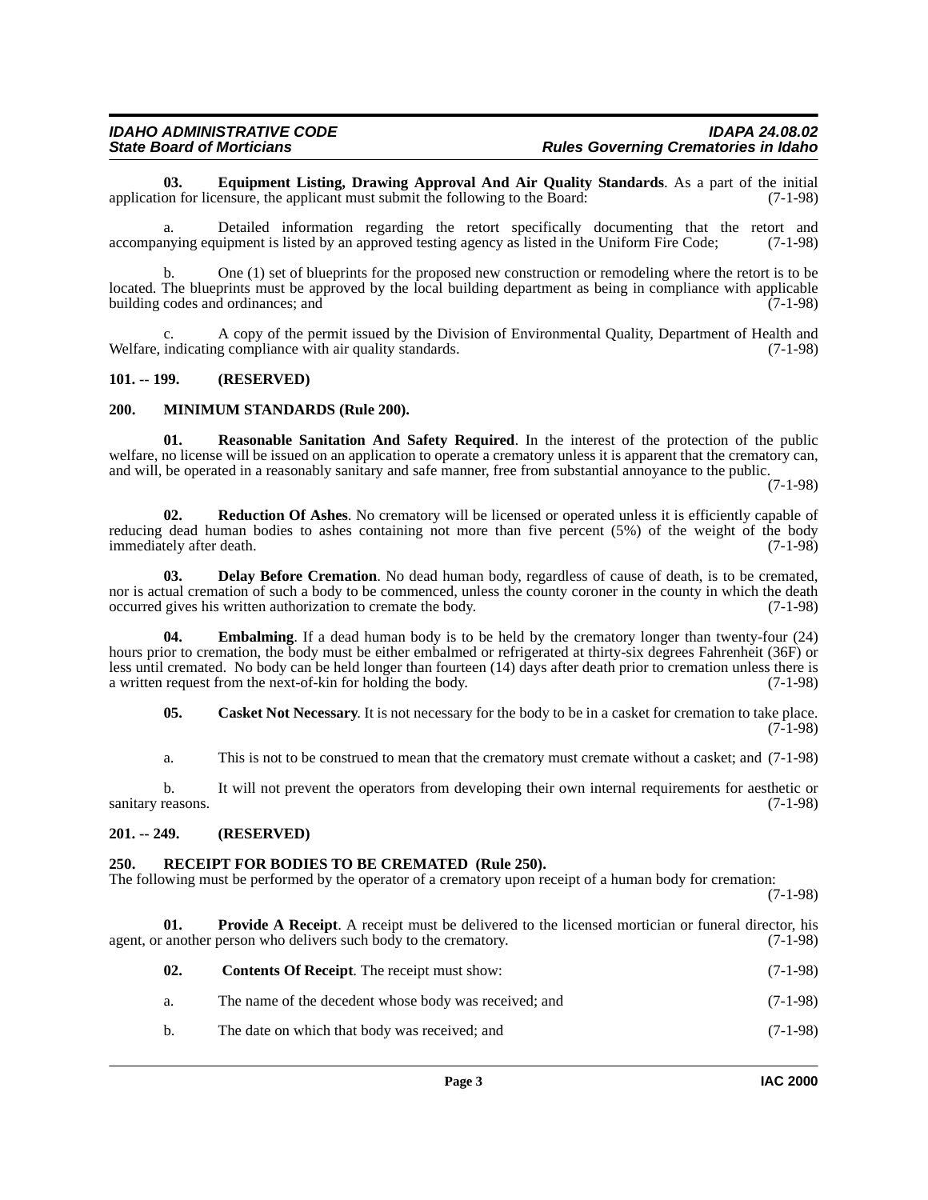**03. Equipment Listing, Drawing Approval And Air Quality Standards**. As a part of the initial application for licensure, the applicant must submit the following to the Board: (7-1-98)

a. Detailed information regarding the retort specifically documenting that the retort and accompanying equipment is listed by an approved testing agency as listed in the Uniform Fire Code; (7-1-98)

b. One (1) set of blueprints for the proposed new construction or remodeling where the retort is to be located. The blueprints must be approved by the local building department as being in compliance with applicable building codes and ordinances; and (7-1-98)

c. A copy of the permit issued by the Division of Environmental Quality, Department of Health and Welfare, indicating compliance with air quality standards. (7-1-98)

## 101. -- 199. (RESERVED)

## 200. MINIMUM STANDARDS (Rule 200).

**01. Reasonable Sanitation And Safety Required**. In the interest of the protection of the public welfare, no license will be issued on an application to operate a crematory unless it is apparent that the crematory can, and will, be operated in a reasonably sanitary and safe manner, free from substantial annoyance to the public. (7-1-98)

**02. Reduction Of Ashes**. No crematory will be licensed or operated unless it is efficiently capable of reducing dead human bodies to ashes containing not more than five percent (5%) of the weight of the body immediately after death. (7-1-98)

**03. Delay Before Cremation**. No dead human body, regardless of cause of death, is to be cremated, nor is actual cremation of such a body to be commenced, unless the county coroner in the county in which the death occurred gives his written authorization to cremate the body. (7-1-98)

**04. Embalming**. If a dead human body is to be held by the crematory longer than twenty-four (24) hours prior to cremation, the body must be either embalmed or refrigerated at thirty-six degrees Fahrenheit (36F) or less until cremated. No body can be held longer than fourteen (14) days after death prior to cremation unless there is a written request from the next-of-kin for holding the body. (7-1-98)

**05. Casket Not Necessary**. It is not necessary for the body to be in a casket for cremation to take place. (7-1-98)

a. This is not to be construed to mean that the crematory must cremate without a casket; and (7-1-98)

b. It will not prevent the operators from developing their own internal requirements for aesthetic or sanitary reasons. (7-1-98)

## 201. -- 249. (RESERVED)

## 250. RECEIPT FOR BODIES TO BE CREMATED (Rule 250).

The following must be performed by the operator of a crematory upon receipt of a human body for cremation: (7-1-98)

**01. Provide A Receipt**. A receipt must be delivered to the licensed mortician or funeral director, his agent, or another person who delivers such body to the crematory. (7-1-98)

**02. Contents Of Receipt**. The receipt must show: (7-1-98)

a. The name of the decedent whose body was received; and (7-1-98)

b. The date on which that body was received; and (7-1-98)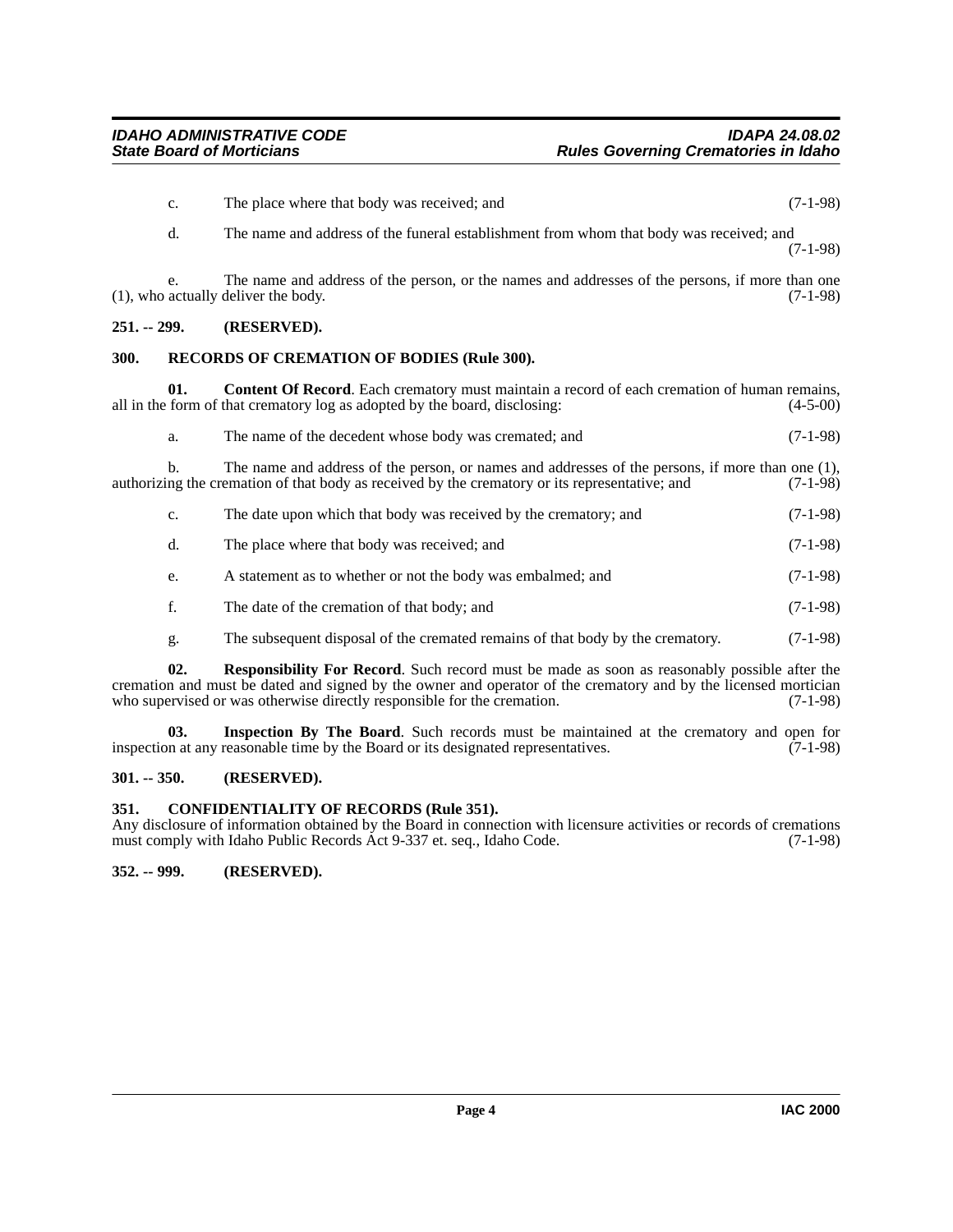c. The place where that body was received; and (7-1-98)

d. The name and address of the funeral establishment from whom that body was received; and (7-1-98)

e. The name and address of the person, or the names and addresses of the persons, if more than one (1), who actually deliver the body. (7-1-98)

**251. -- 299. (RESERVED).**

**300. RECORDS OF CREMATION OF BODIES (Rule 300).**

**01. Content Of Record**. Each crematory must maintain a record of each cremation of human remains, all in the form of that crematory log as adopted by the board, disclosing: (4-5-00)

a. The name of the decedent whose body was cremated; and (7-1-98)

b. The name and address of the person, or names and addresses of the persons, if more than one (1), authorizing the cremation of that body as received by the crematory or its representative; and (7-1-98)

c. The date upon which that body was received by the crematory; and (7-1-98)

d. The place where that body was received; and (7-1-98)

e. A statement as to whether or not the body was embalmed; and (7-1-98)

f. The date of the cremation of that body; and (7-1-98)

g. The subsequent disposal of the cremated remains of that body by the crematory. (7-1-98)

**02. Responsibility For Record**. Such record must be made as soon as reasonably possible after the cremation and must be dated and signed by the owner and operator of the crematory and by the licensed mortician who supervised or was otherwise directly responsible for the cremation. (7-1-98)

**03. Inspection By The Board**. Such records must be maintained at the crematory and open for inspection at any reasonable time by the Board or its designated representatives. (7-1-98)

**301. -- 350. (RESERVED).**

**351. CONFIDENTIALITY OF RECORDS (Rule 351).**

Any disclosure of information obtained by the Board in connection with licensure activities or records of cremations must comply with Idaho Public Records Act 9-337 et. seq., Idaho Code. (7-1-98)

**352. -- 999. (RESERVED).**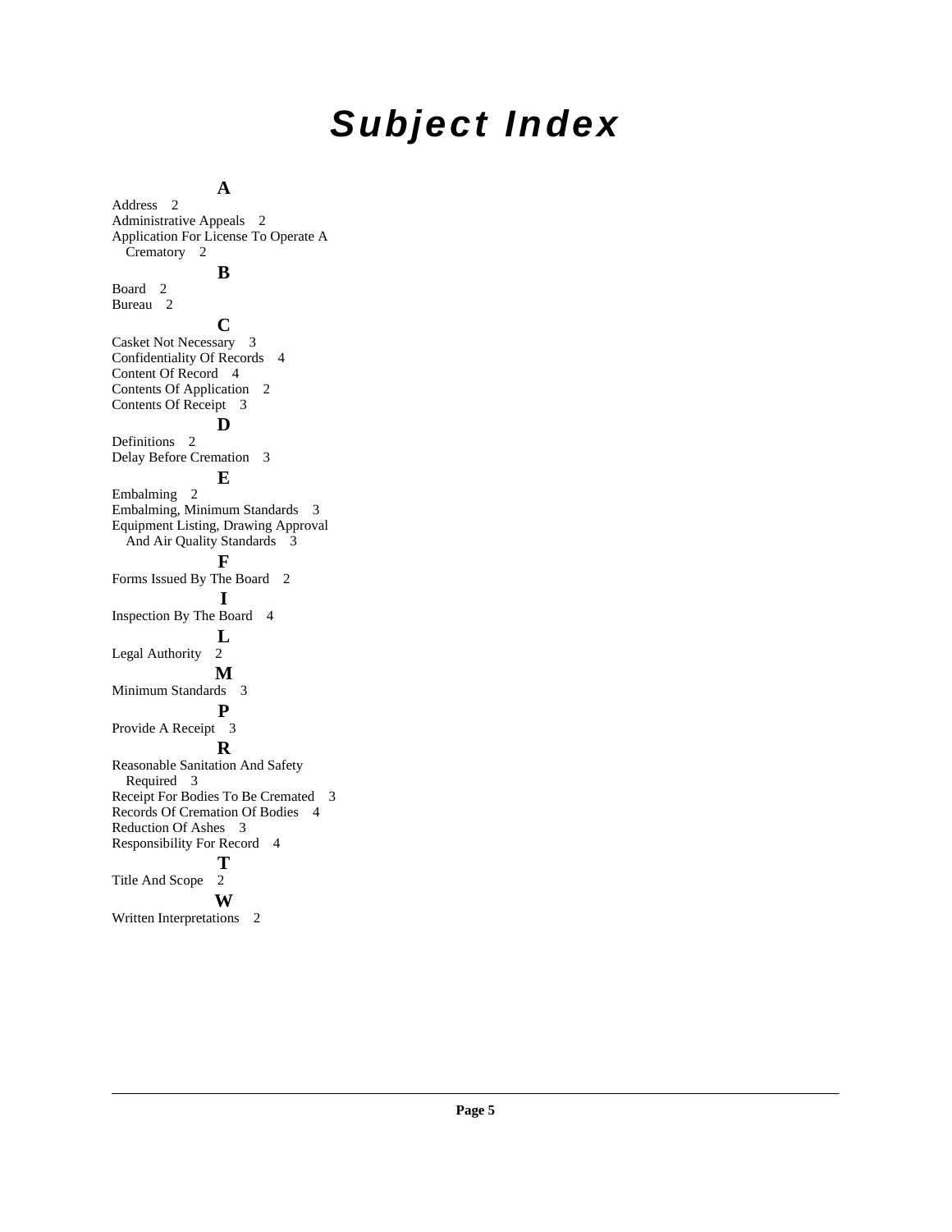# *Subject Index*

**A**

Address 2

Administrative Appeals 2

Application For License To Operate A Crematory 2

**B**

Board 2

Bureau 2

**C**

Casket Not Necessary 3

Confidentiality Of Records 4

Content Of Record 4

Contents Of Application 2

Contents Of Receipt 3

**D**

Definitions 2

Delay Before Cremation 3

**E**

Embalming 2

Embalming, Minimum Standards 3

Equipment Listing, Drawing Approval And Air Quality Standards 3

**F**

Forms Issued By The Board 2

**I**

Inspection By The Board 4

**L**

Legal Authority 2

**M**

Minimum Standards 3

**P**

Provide A Receipt 3

**R**

Reasonable Sanitation And Safety Required 3

Receipt For Bodies To Be Cremated 3

Records Of Cremation Of Bodies 4

Reduction Of Ashes 3

Responsibility For Record 4

**T**

Title And Scope 2

**W**

Written Interpretations 2